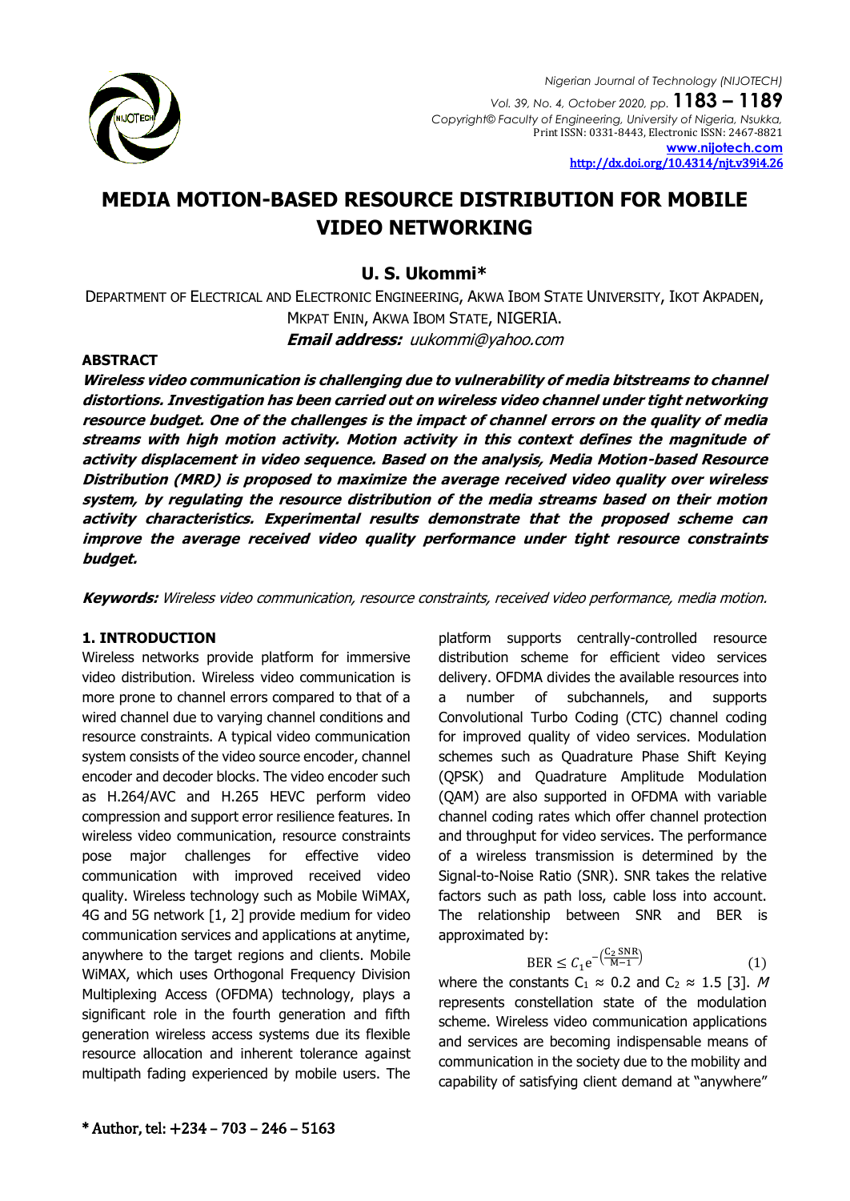# MEDIA MOTION-BASED RESOURCE DISTRIBUTION FOR MOBILE VIDEO NETWORKING

**U. S. Ukommi***

DEPARTMENT OF ELECTRICAL AND ELECTRONIC ENGINEERING, AKWA IBOM STATE UNIVERSITY, IKOT AKPADEN, MKPAT ENIN, AKWA IBOM STATE, NIGERIA.

***Email address:*** *uukommi@yahoo.com*

## ABSTRACT

***Wireless video communication is challenging due to vulnerability of media bitstreams to channel distortions. Investigation has been carried out on wireless video channel under tight networking resource budget. One of the challenges is the impact of channel errors on the quality of media streams with high motion activity. Motion activity in this context defines the magnitude of activity displacement in video sequence. Based on the analysis, Media Motion-based Resource Distribution (MRD) is proposed to maximize the average received video quality over wireless system, by regulating the resource distribution of the media streams based on their motion activity characteristics. Experimental results demonstrate that the proposed scheme can improve the average received video quality performance under tight resource constraints budget.***

***Keywords:*** *Wireless video communication, resource constraints, received video performance, media motion.*

## 1. INTRODUCTION

Wireless networks provide platform for immersive video distribution. Wireless video communication is more prone to channel errors compared to that of a wired channel due to varying channel conditions and resource constraints. A typical video communication system consists of the video source encoder, channel encoder and decoder blocks. The video encoder such as H.264/AVC and H.265 HEVC perform video compression and support error resilience features. In wireless video communication, resource constraints pose major challenges for effective video communication with improved received video quality. Wireless technology such as Mobile WiMAX, 4G and 5G network [1, 2] provide medium for video communication services and applications at anytime, anywhere to the target regions and clients. Mobile WiMAX, which uses Orthogonal Frequency Division Multiplexing Access (OFDMA) technology, plays a significant role in the fourth generation and fifth generation wireless access systems due its flexible resource allocation and inherent tolerance against multipath fading experienced by mobile users. The platform supports centrally-controlled resource distribution scheme for efficient video services delivery. OFDMA divides the available resources into a number of subchannels, and supports Convolutional Turbo Coding (CTC) channel coding for improved quality of video services. Modulation schemes such as Quadrature Phase Shift Keying (QPSK) and Quadrature Amplitude Modulation (QAM) are also supported in OFDMA with variable channel coding rates which offer channel protection and throughput for video services. The performance of a wireless transmission is determined by the Signal-to-Noise Ratio (SNR). SNR takes the relative factors such as path loss, cable loss into account. The relationship between SNR and BER is approximated by:

$$\mathrm{BER} \leq C_1 \mathrm{e}^{-\left(\frac{\mathrm{C_2\,SNR}}{\mathrm{M}-1}\right)} \qquad (1)$$

where the constants $C_1 \approx 0.2$ and $C_2 \approx 1.5$ [3]. $M$ represents constellation state of the modulation scheme. Wireless video communication applications and services are becoming indispensable means of communication in the society due to the mobility and capability of satisfying client demand at "anywhere"

\* Author, tel: +234 – 703 – 246 – 5163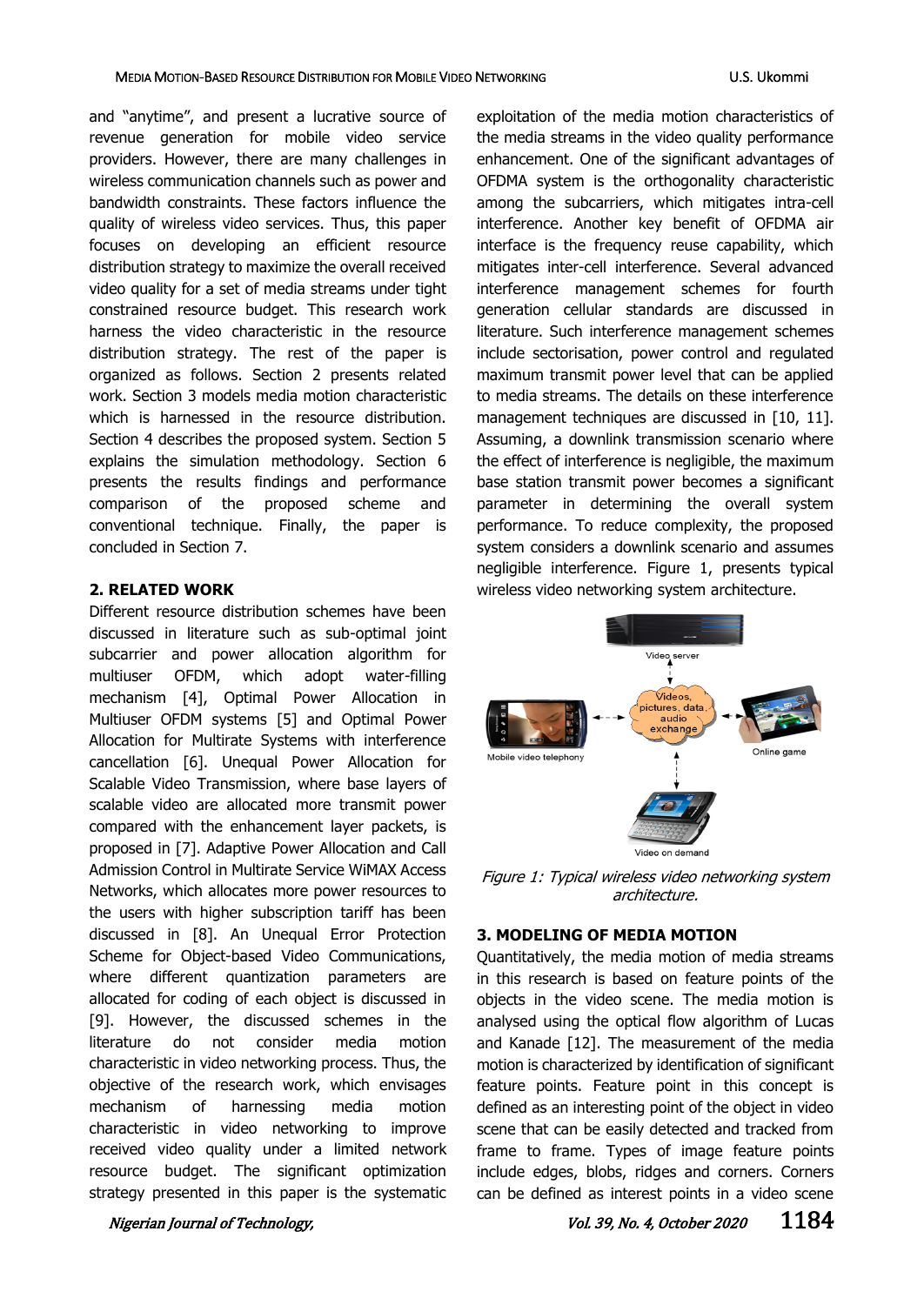and "anytime", and present a lucrative source of revenue generation for mobile video service providers. However, there are many challenges in wireless communication channels such as power and bandwidth constraints. These factors influence the quality of wireless video services. Thus, this paper focuses on developing an efficient resource distribution strategy to maximize the overall received video quality for a set of media streams under tight constrained resource budget. This research work harness the video characteristic in the resource distribution strategy. The rest of the paper is organized as follows. Section 2 presents related work. Section 3 models media motion characteristic which is harnessed in the resource distribution. Section 4 describes the proposed system. Section 5 explains the simulation methodology. Section 6 presents the results findings and performance comparison of the proposed scheme and conventional technique. Finally, the paper is concluded in Section 7.

## 2. RELATED WORK

Different resource distribution schemes have been discussed in literature such as sub-optimal joint subcarrier and power allocation algorithm for multiuser OFDM, which adopt water-filling mechanism [4], Optimal Power Allocation in Multiuser OFDM systems [5] and Optimal Power Allocation for Multirate Systems with interference cancellation [6]. Unequal Power Allocation for Scalable Video Transmission, where base layers of scalable video are allocated more transmit power compared with the enhancement layer packets, is proposed in [7]. Adaptive Power Allocation and Call Admission Control in Multirate Service WiMAX Access Networks, which allocates more power resources to the users with higher subscription tariff has been discussed in [8]. An Unequal Error Protection Scheme for Object-based Video Communications, where different quantization parameters are allocated for coding of each object is discussed in [9]. However, the discussed schemes in the literature do not consider media motion characteristic in video networking process. Thus, the objective of the research work, which envisages mechanism of harnessing media motion characteristic in video networking to improve received video quality under a limited network resource budget. The significant optimization strategy presented in this paper is the systematic exploitation of the media motion characteristics of the media streams in the video quality performance enhancement. One of the significant advantages of OFDMA system is the orthogonality characteristic among the subcarriers, which mitigates intra-cell interference. Another key benefit of OFDMA air interface is the frequency reuse capability, which mitigates inter-cell interference. Several advanced interference management schemes for fourth generation cellular standards are discussed in literature. Such interference management schemes include sectorisation, power control and regulated maximum transmit power level that can be applied to media streams. The details on these interference management techniques are discussed in [10, 11]. Assuming, a downlink transmission scenario where the effect of interference is negligible, the maximum base station transmit power becomes a significant parameter in determining the overall system performance. To reduce complexity, the proposed system considers a downlink scenario and assumes negligible interference. Figure 1, presents typical wireless video networking system architecture.

*Figure 1: Typical wireless video networking system architecture.*

## 3. MODELING OF MEDIA MOTION

Quantitatively, the media motion of media streams in this research is based on feature points of the objects in the video scene. The media motion is analysed using the optical flow algorithm of Lucas and Kanade [12]. The measurement of the media motion is characterized by identification of significant feature points. Feature point in this concept is defined as an interesting point of the object in video scene that can be easily detected and tracked from frame to frame. Types of image feature points include edges, blobs, ridges and corners. Corners can be defined as interest points in a video scene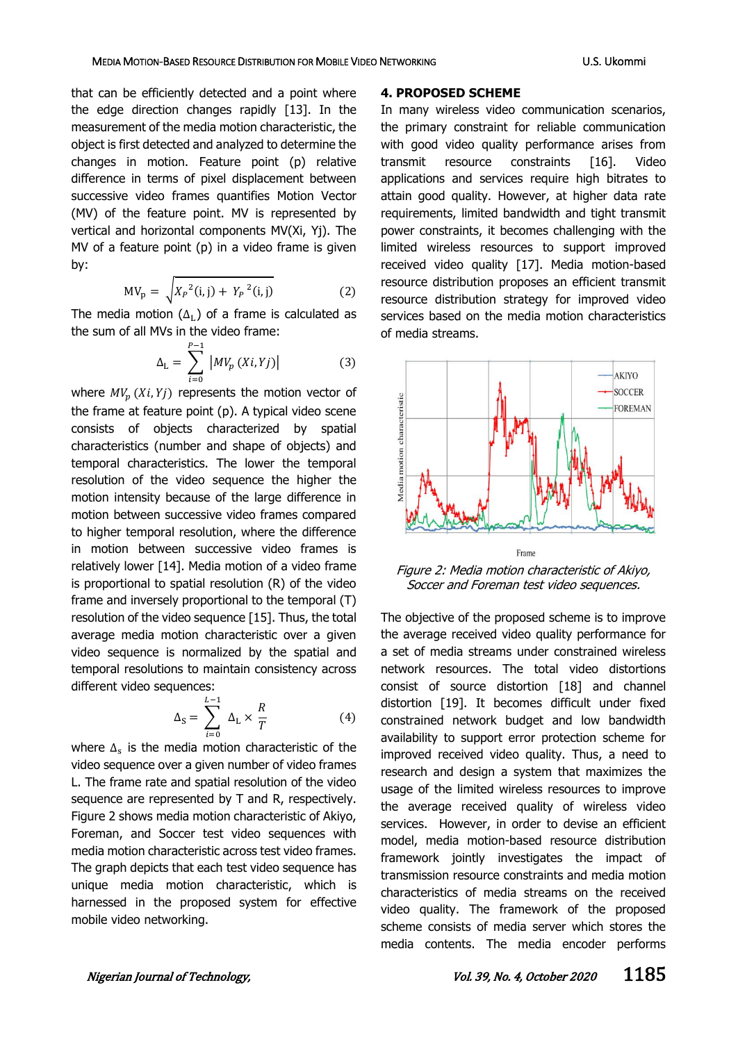that can be efficiently detected and a point where the edge direction changes rapidly [13]. In the measurement of the media motion characteristic, the object is first detected and analyzed to determine the changes in motion. Feature point (p) relative difference in terms of pixel displacement between successive video frames quantifies Motion Vector (MV) of the feature point. MV is represented by vertical and horizontal components MV(Xi, Yj). The MV of a feature point (p) in a video frame is given by:

$$\mathrm{MV_p} = \sqrt{X_P{}^2(\mathrm{i,j}) + Y_P{}^2(\mathrm{i,j})} \tag{2}$$

The media motion ($\Delta_\mathrm{L}$) of a frame is calculated as the sum of all MVs in the video frame:

$$\Delta_\mathrm{L} = \sum_{i=0}^{P-1} |MV_p\,(Xi, Yj)| \tag{3}$$

where $MV_p\,(Xi, Yj)$ represents the motion vector of the frame at feature point (p). A typical video scene consists of objects characterized by spatial characteristics (number and shape of objects) and temporal characteristics. The lower the temporal resolution of the video sequence the higher the motion intensity because of the large difference in motion between successive video frames compared to higher temporal resolution, where the difference in motion between successive video frames is relatively lower [14]. Media motion of a video frame is proportional to spatial resolution (R) of the video frame and inversely proportional to the temporal (T) resolution of the video sequence [15]. Thus, the total average media motion characteristic over a given video sequence is normalized by the spatial and temporal resolutions to maintain consistency across different video sequences:

$$\Delta_\mathrm{S} = \sum_{i=0}^{L-1} \Delta_\mathrm{L} \times \frac{R}{T} \tag{4}$$

where $\Delta_\mathrm{s}$ is the media motion characteristic of the video sequence over a given number of video frames L. The frame rate and spatial resolution of the video sequence are represented by T and R, respectively. Figure 2 shows media motion characteristic of Akiyo, Foreman, and Soccer test video sequences with media motion characteristic across test video frames. The graph depicts that each test video sequence has unique media motion characteristic, which is harnessed in the proposed system for effective mobile video networking.

## 4. PROPOSED SCHEME

In many wireless video communication scenarios, the primary constraint for reliable communication with good video quality performance arises from transmit resource constraints [16]. Video applications and services require high bitrates to attain good quality. However, at higher data rate requirements, limited bandwidth and tight transmit power constraints, it becomes challenging with the limited wireless resources to support improved received video quality [17]. Media motion-based resource distribution proposes an efficient transmit resource distribution strategy for improved video services based on the media motion characteristics of media streams.

*Figure 2: Media motion characteristic of Akiyo, Soccer and Foreman test video sequences.*

The objective of the proposed scheme is to improve the average received video quality performance for a set of media streams under constrained wireless network resources. The total video distortions consist of source distortion [18] and channel distortion [19]. It becomes difficult under fixed constrained network budget and low bandwidth availability to support error protection scheme for improved received video quality. Thus, a need to research and design a system that maximizes the usage of the limited wireless resources to improve the average received quality of wireless video services. However, in order to devise an efficient model, media motion-based resource distribution framework jointly investigates the impact of transmission resource constraints and media motion characteristics of media streams on the received video quality. The framework of the proposed scheme consists of media server which stores the media contents. The media encoder performs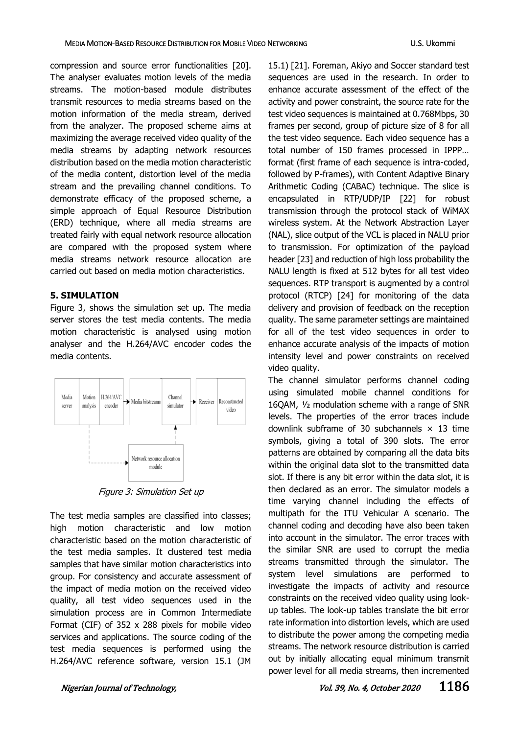compression and source error functionalities [20]. The analyser evaluates motion levels of the media streams. The motion-based module distributes transmit resources to media streams based on the motion information of the media stream, derived from the analyzer. The proposed scheme aims at maximizing the average received video quality of the media streams by adapting network resources distribution based on the media motion characteristic of the media content, distortion level of the media stream and the prevailing channel conditions. To demonstrate efficacy of the proposed scheme, a simple approach of Equal Resource Distribution (ERD) technique, where all media streams are treated fairly with equal network resource allocation are compared with the proposed system where media streams network resource allocation are carried out based on media motion characteristics.

## 5. SIMULATION

Figure 3, shows the simulation set up. The media server stores the test media contents. The media motion characteristic is analysed using motion analyser and the H.264/AVC encoder codes the media contents.

*Figure 3: Simulation Set up*

The test media samples are classified into classes; high motion characteristic and low motion characteristic based on the motion characteristic of the test media samples. It clustered test media samples that have similar motion characteristics into group. For consistency and accurate assessment of the impact of media motion on the received video quality, all test video sequences used in the simulation process are in Common Intermediate Format (CIF) of 352 x 288 pixels for mobile video services and applications. The source coding of the test media sequences is performed using the H.264/AVC reference software, version 15.1 (JM 15.1) [21]. Foreman, Akiyo and Soccer standard test sequences are used in the research. In order to enhance accurate assessment of the effect of the activity and power constraint, the source rate for the test video sequences is maintained at 0.768Mbps, 30 frames per second, group of picture size of 8 for all the test video sequence. Each video sequence has a total number of 150 frames processed in IPPP… format (first frame of each sequence is intra-coded, followed by P-frames), with Content Adaptive Binary Arithmetic Coding (CABAC) technique. The slice is encapsulated in RTP/UDP/IP [22] for robust transmission through the protocol stack of WiMAX wireless system. At the Network Abstraction Layer (NAL), slice output of the VCL is placed in NALU prior to transmission. For optimization of the payload header [23] and reduction of high loss probability the NALU length is fixed at 512 bytes for all test video sequences. RTP transport is augmented by a control protocol (RTCP) [24] for monitoring of the data delivery and provision of feedback on the reception quality. The same parameter settings are maintained for all of the test video sequences in order to enhance accurate analysis of the impacts of motion intensity level and power constraints on received video quality.

The channel simulator performs channel coding using simulated mobile channel conditions for 16QAM, ½ modulation scheme with a range of SNR levels. The properties of the error traces include downlink subframe of 30 subchannels $\times$ 13 time symbols, giving a total of 390 slots. The error patterns are obtained by comparing all the data bits within the original data slot to the transmitted data slot. If there is any bit error within the data slot, it is then declared as an error. The simulator models a time varying channel including the effects of multipath for the ITU Vehicular A scenario. The channel coding and decoding have also been taken into account in the simulator. The error traces with the similar SNR are used to corrupt the media streams transmitted through the simulator. The system level simulations are performed to investigate the impacts of activity and resource constraints on the received video quality using look-up tables. The look-up tables translate the bit error rate information into distortion levels, which are used to distribute the power among the competing media streams. The network resource distribution is carried out by initially allocating equal minimum transmit power level for all media streams, then incremented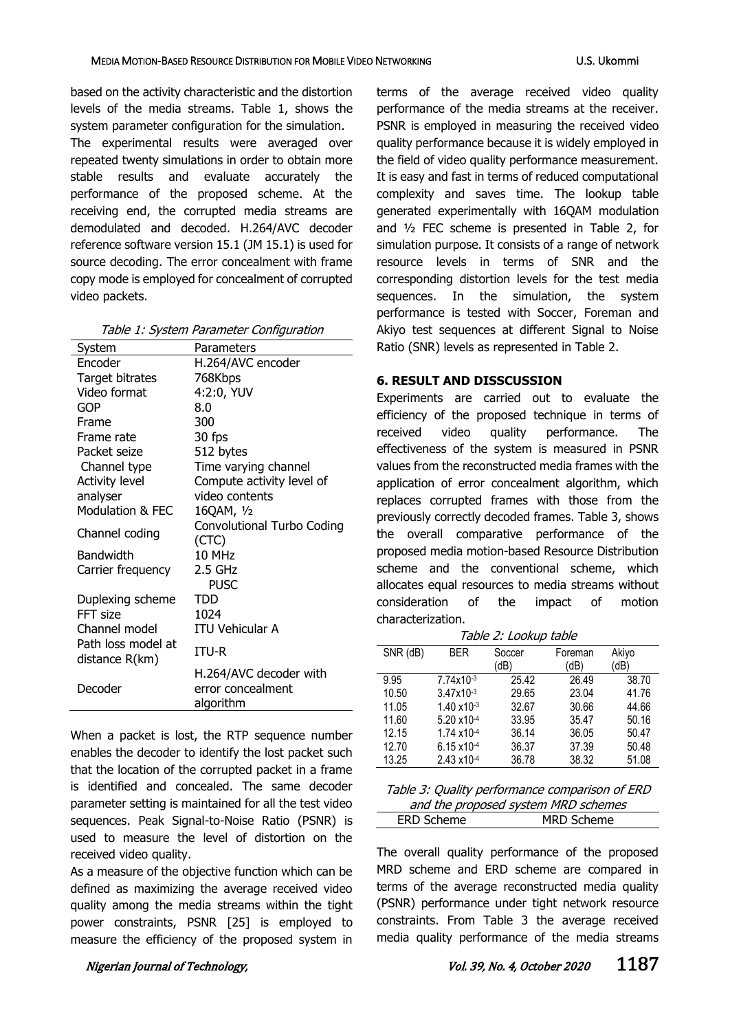based on the activity characteristic and the distortion levels of the media streams. Table 1, shows the system parameter configuration for the simulation.

The experimental results were averaged over repeated twenty simulations in order to obtain more stable results and evaluate accurately the performance of the proposed scheme. At the receiving end, the corrupted media streams are demodulated and decoded. H.264/AVC decoder reference software version 15.1 (JM 15.1) is used for source decoding. The error concealment with frame copy mode is employed for concealment of corrupted video packets.

*Table 1: System Parameter Configuration*

| System | Parameters |
|---|---|
| Encoder | H.264/AVC encoder |
| Target bitrates | 768Kbps |
| Video format | 4:2:0, YUV |
| GOP | 8.0 |
| Frame | 300 |
| Frame rate | 30 fps |
| Packet seize | 512 bytes |
| Channel type | Time varying channel |
| Activity level analyser | Compute activity level of video contents |
| Modulation & FEC | 16QAM, ½ |
| Channel coding | Convolutional Turbo Coding (CTC) |
| Bandwidth | 10 MHz |
| Carrier frequency | 2.5 GHz |
| | PUSC |
| Duplexing scheme | TDD |
| FFT size | 1024 |
| Channel model | ITU Vehicular A |
| Path loss model at distance R(km) | ITU-R |
| Decoder | H.264/AVC decoder with error concealment algorithm |

When a packet is lost, the RTP sequence number enables the decoder to identify the lost packet such that the location of the corrupted packet in a frame is identified and concealed. The same decoder parameter setting is maintained for all the test video sequences. Peak Signal-to-Noise Ratio (PSNR) is used to measure the level of distortion on the received video quality.

As a measure of the objective function which can be defined as maximizing the average received video quality among the media streams within the tight power constraints, PSNR [25] is employed to measure the efficiency of the proposed system in terms of the average received video quality performance of the media streams at the receiver. PSNR is employed in measuring the received video quality performance because it is widely employed in the field of video quality performance measurement. It is easy and fast in terms of reduced computational complexity and saves time. The lookup table generated experimentally with 16QAM modulation and ½ FEC scheme is presented in Table 2, for simulation purpose. It consists of a range of network resource levels in terms of SNR and the corresponding distortion levels for the test media sequences. In the simulation, the system performance is tested with Soccer, Foreman and Akiyo test sequences at different Signal to Noise Ratio (SNR) levels as represented in Table 2.

## 6. RESULT AND DISSCUSSION

Experiments are carried out to evaluate the efficiency of the proposed technique in terms of received video quality performance. The effectiveness of the system is measured in PSNR values from the reconstructed media frames with the application of error concealment algorithm, which replaces corrupted frames with those from the previously correctly decoded frames. Table 3, shows the overall comparative performance of the proposed media motion-based Resource Distribution scheme and the conventional scheme, which allocates equal resources to media streams without consideration of the impact of motion characterization.

*Table 2: Lookup table*

| SNR (dB) | BER | Soccer (dB) | Foreman (dB) | Akiyo (dB) |
|---|---|---|---|---|
| 9.95 | $7.74\times10^{-3}$ | 25.42 | 26.49 | 38.70 |
| 10.50 | $3.47\times10^{-3}$ | 29.65 | 23.04 | 41.76 |
| 11.05 | $1.40\times10^{-3}$ | 32.67 | 30.66 | 44.66 |
| 11.60 | $5.20\times10^{-4}$ | 33.95 | 35.47 | 50.16 |
| 12.15 | $1.74\times10^{-4}$ | 36.14 | 36.05 | 50.47 |
| 12.70 | $6.15\times10^{-4}$ | 36.37 | 37.39 | 50.48 |
| 13.25 | $2.43\times10^{-4}$ | 36.78 | 38.32 | 51.08 |

*Table 3: Quality performance comparison of ERD and the proposed system MRD schemes*

| ERD Scheme | MRD Scheme |
|---|---|

The overall quality performance of the proposed MRD scheme and ERD scheme are compared in terms of the average reconstructed media quality (PSNR) performance under tight network resource constraints. From Table 3 the average received media quality performance of the media streams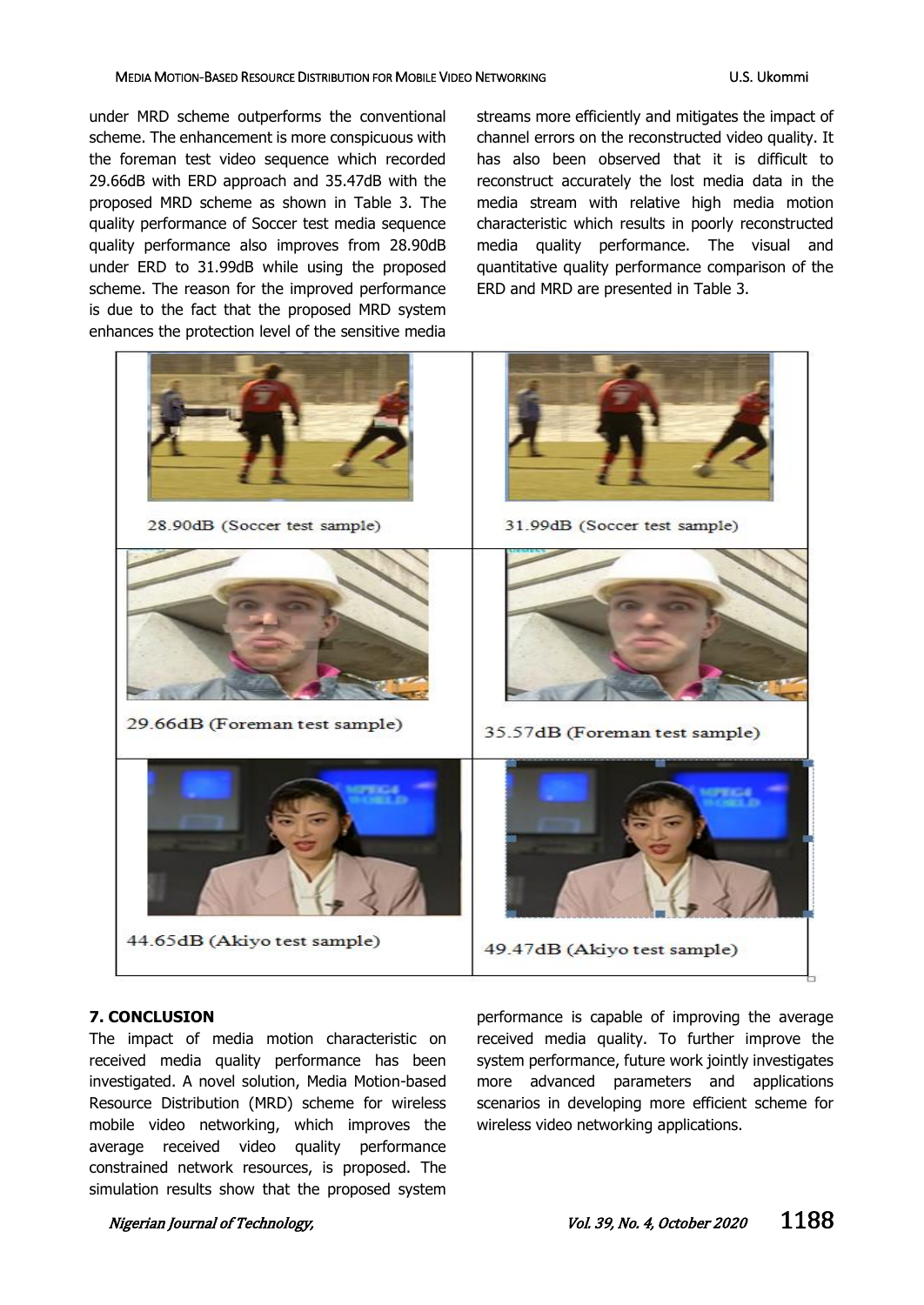under MRD scheme outperforms the conventional scheme. The enhancement is more conspicuous with the foreman test video sequence which recorded 29.66dB with ERD approach and 35.47dB with the proposed MRD scheme as shown in Table 3. The quality performance of Soccer test media sequence quality performance also improves from 28.90dB under ERD to 31.99dB while using the proposed scheme. The reason for the improved performance is due to the fact that the proposed MRD system enhances the protection level of the sensitive media streams more efficiently and mitigates the impact of channel errors on the reconstructed video quality. It has also been observed that it is difficult to reconstruct accurately the lost media data in the media stream with relative high media motion characteristic which results in poorly reconstructed media quality performance. The visual and quantitative quality performance comparison of the ERD and MRD are presented in Table 3.

| | |
|---|---|
| 28.90dB (Soccer test sample) | 31.99dB (Soccer test sample) |
| 29.66dB (Foreman test sample) | 35.57dB (Foreman test sample) |
| 44.65dB (Akiyo test sample) | 49.47dB (Akiyo test sample) |

## 7. CONCLUSION

The impact of media motion characteristic on received media quality performance has been investigated. A novel solution, Media Motion-based Resource Distribution (MRD) scheme for wireless mobile video networking, which improves the average received video quality performance constrained network resources, is proposed. The simulation results show that the proposed system performance is capable of improving the average received media quality. To further improve the system performance, future work jointly investigates more advanced parameters and applications scenarios in developing more efficient scheme for wireless video networking applications.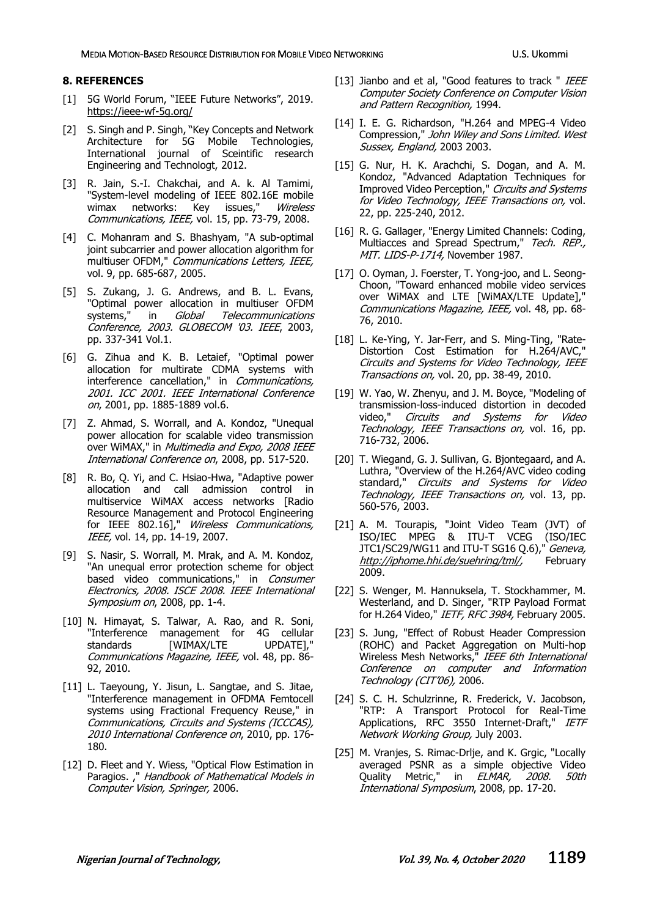## 8. REFERENCES

[1] 5G World Forum, "IEEE Future Networks", 2019. https://ieee-wf-5g.org/

[2] S. Singh and P. Singh, "Key Concepts and Network Architecture for 5G Mobile Technologies, International journal of Sceintific research Engineering and Technologt, 2012.

[3] R. Jain, S.-I. Chakchai, and A. k. Al Tamimi, "System-level modeling of IEEE 802.16E mobile wimax networks: Key issues," *Wireless Communications, IEEE,* vol. 15, pp. 73-79, 2008.

[4] C. Mohanram and S. Bhashyam, "A sub-optimal joint subcarrier and power allocation algorithm for multiuser OFDM," *Communications Letters, IEEE,* vol. 9, pp. 685-687, 2005.

[5] S. Zukang, J. G. Andrews, and B. L. Evans, "Optimal power allocation in multiuser OFDM systems," in *Global Telecommunications Conference, 2003. GLOBECOM '03. IEEE*, 2003, pp. 337-341 Vol.1.

[6] G. Zihua and K. B. Letaief, "Optimal power allocation for multirate CDMA systems with interference cancellation," in *Communications, 2001. ICC 2001. IEEE International Conference on*, 2001, pp. 1885-1889 vol.6.

[7] Z. Ahmad, S. Worrall, and A. Kondoz, "Unequal power allocation for scalable video transmission over WiMAX," in *Multimedia and Expo, 2008 IEEE International Conference on*, 2008, pp. 517-520.

[8] R. Bo, Q. Yi, and C. Hsiao-Hwa, "Adaptive power allocation and call admission control in multiservice WiMAX access networks [Radio Resource Management and Protocol Engineering for IEEE 802.16]," *Wireless Communications, IEEE,* vol. 14, pp. 14-19, 2007.

[9] S. Nasir, S. Worrall, M. Mrak, and A. M. Kondoz, "An unequal error protection scheme for object based video communications," in *Consumer Electronics, 2008. ISCE 2008. IEEE International Symposium on*, 2008, pp. 1-4.

[10] N. Himayat, S. Talwar, A. Rao, and R. Soni, "Interference management for 4G cellular standards [WIMAX/LTE UPDATE]," *Communications Magazine, IEEE,* vol. 48, pp. 86-92, 2010.

[11] L. Taeyoung, Y. Jisun, L. Sangtae, and S. Jitae, "Interference management in OFDMA Femtocell systems using Fractional Frequency Reuse," in *Communications, Circuits and Systems (ICCCAS), 2010 International Conference on*, 2010, pp. 176-180.

[12] D. Fleet and Y. Wiess, "Optical Flow Estimation in Paragios. ," *Handbook of Mathematical Models in Computer Vision, Springer,* 2006.

[13] Jianbo and et al, "Good features to track " *IEEE Computer Society Conference on Computer Vision and Pattern Recognition,* 1994.

[14] I. E. G. Richardson, "H.264 and MPEG-4 Video Compression," *John Wiley and Sons Limited. West Sussex, England,* 2003 2003.

[15] G. Nur, H. K. Arachchi, S. Dogan, and A. M. Kondoz, "Advanced Adaptation Techniques for Improved Video Perception," *Circuits and Systems for Video Technology, IEEE Transactions on,* vol. 22, pp. 225-240, 2012.

[16] R. G. Gallager, "Energy Limited Channels: Coding, Multiacces and Spread Spectrum," *Tech. REP., MIT. LIDS-P-1714,* November 1987.

[17] O. Oyman, J. Foerster, T. Yong-joo, and L. Seong-Choon, "Toward enhanced mobile video services over WiMAX and LTE [WiMAX/LTE Update]," *Communications Magazine, IEEE,* vol. 48, pp. 68-76, 2010.

[18] L. Ke-Ying, Y. Jar-Ferr, and S. Ming-Ting, "Rate-Distortion Cost Estimation for H.264/AVC," *Circuits and Systems for Video Technology, IEEE Transactions on,* vol. 20, pp. 38-49, 2010.

[19] W. Yao, W. Zhenyu, and J. M. Boyce, "Modeling of transmission-loss-induced distortion in decoded video," *Circuits and Systems for Video Technology, IEEE Transactions on,* vol. 16, pp. 716-732, 2006.

[20] T. Wiegand, G. J. Sullivan, G. Bjontegaard, and A. Luthra, "Overview of the H.264/AVC video coding standard," *Circuits and Systems for Video Technology, IEEE Transactions on,* vol. 13, pp. 560-576, 2003.

[21] A. M. Tourapis, "Joint Video Team (JVT) of ISO/IEC MPEG & ITU-T VCEG (ISO/IEC JTC1/SC29/WG11 and ITU-T SG16 Q.6)," *Geneva, http://iphome.hhi.de/suehring/tml/,* February 2009.

[22] S. Wenger, M. Hannuksela, T. Stockhammer, M. Westerland, and D. Singer, "RTP Payload Format for H.264 Video," *IETF, RFC 3984,* February 2005.

[23] S. Jung, "Effect of Robust Header Compression (ROHC) and Packet Aggregation on Multi-hop Wireless Mesh Networks," *IEEE 6th International Conference on computer and Information Technology (CIT'06),* 2006.

[24] S. C. H. Schulzrinne, R. Frederick, V. Jacobson, "RTP: A Transport Protocol for Real-Time Applications, RFC 3550 Internet-Draft," *IETF Network Working Group,* July 2003.

[25] M. Vranjes, S. Rimac-Drlje, and K. Grgic, "Locally averaged PSNR as a simple objective Video Quality Metric," in *ELMAR, 2008. 50th International Symposium*, 2008, pp. 17-20.